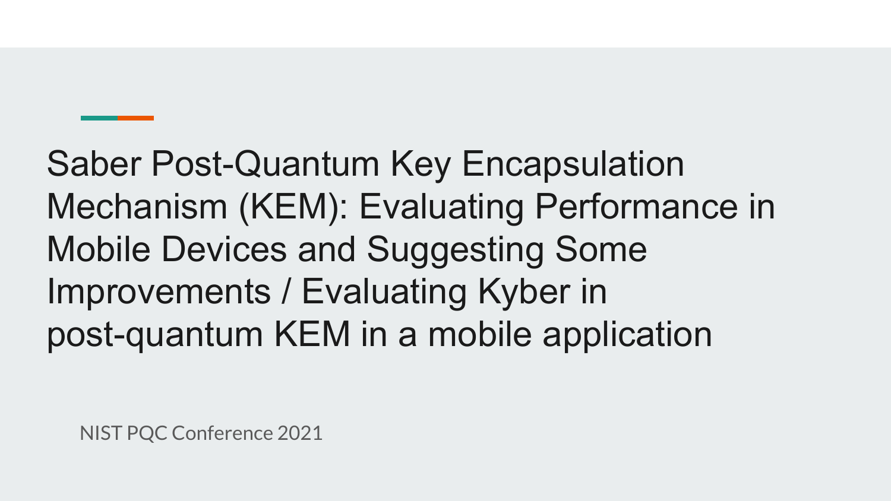# Saber Post-Quantum Key Encapsulation Mechanism (KEM): Evaluating Performance in Mobile Devices and Suggesting Some Improvements / Evaluating Kyber in post-quantum KEM in a mobile application

NIST PQC Conference 2021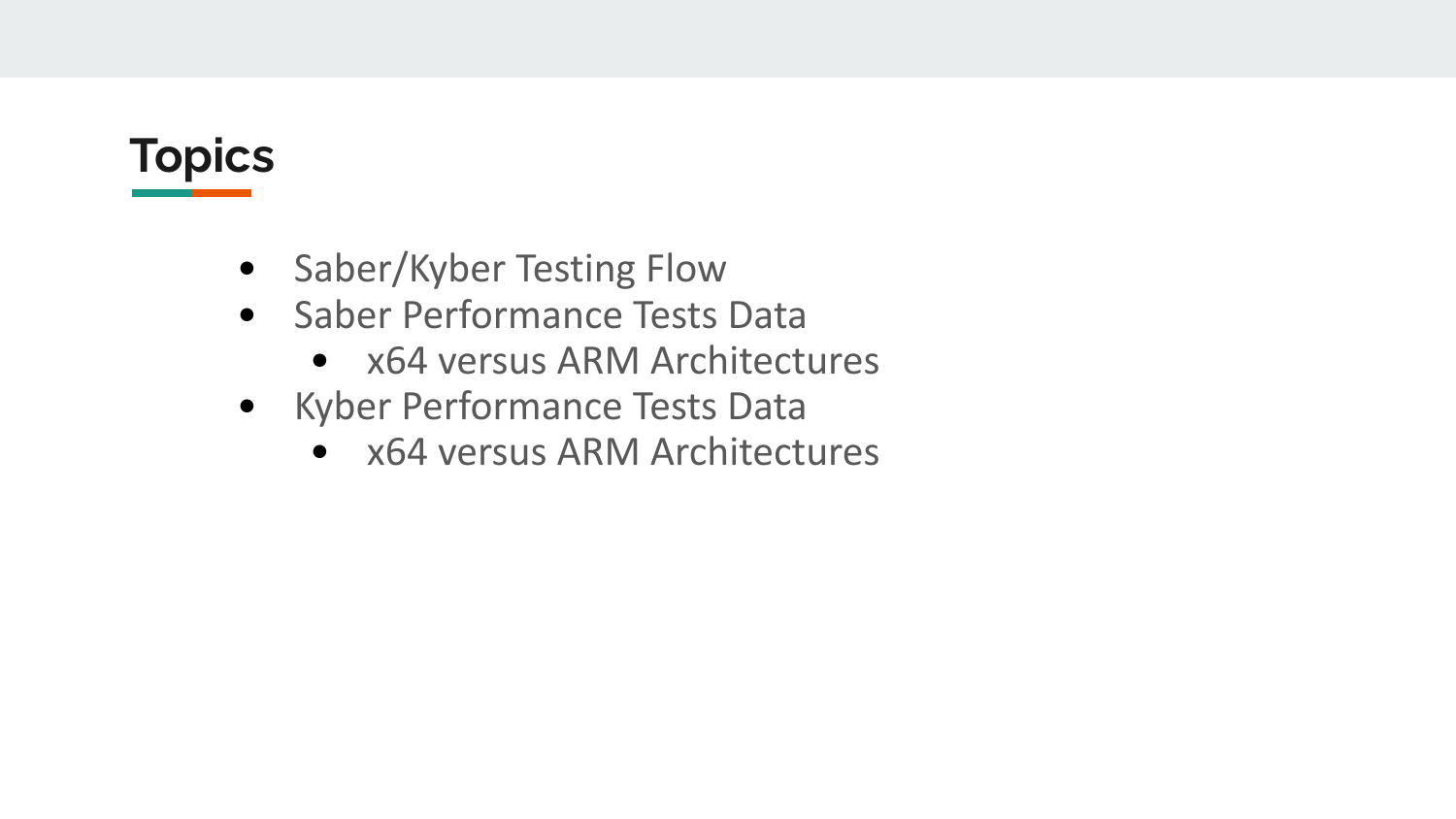# Topics

- Saber/Kyber Testing Flow
- Saber Performance Tests Data
    - x64 versus ARM Architectures
- Kyber Performance Tests Data
    - x64 versus ARM Architectures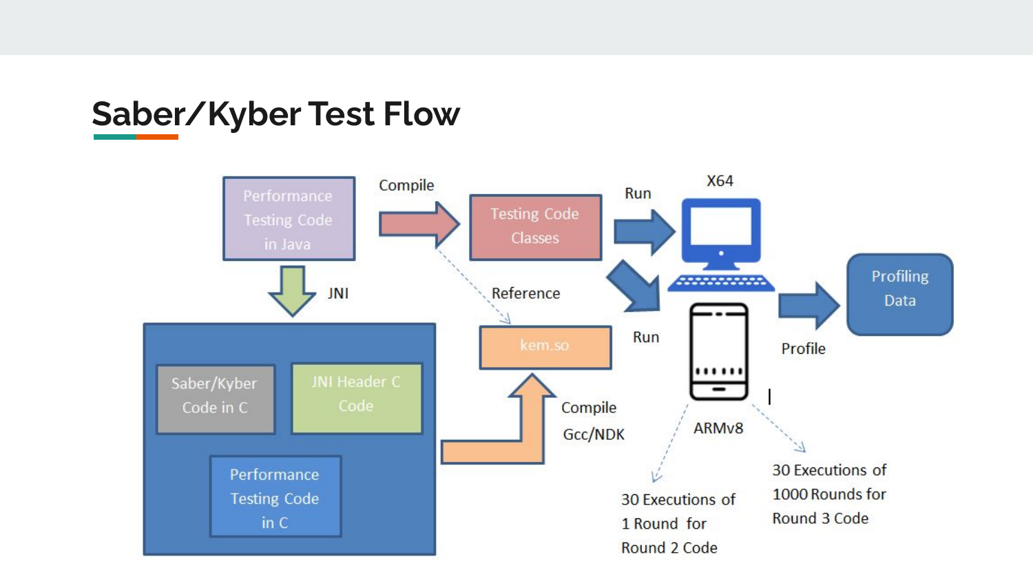# Saber/Kyber Test Flow

Performance Testing Code in Java

Compile

Testing Code Classes

Run

X64

JNI

Reference

Run

Profiling Data

Profile

Saber/Kyber Code in C

JNI Header C Code

Performance Testing Code in C

kem.so

Compile

Gcc/NDK

ARMv8

30 Executions of 1 Round for Round 2 Code

30 Executions of 1000 Rounds for Round 3 Code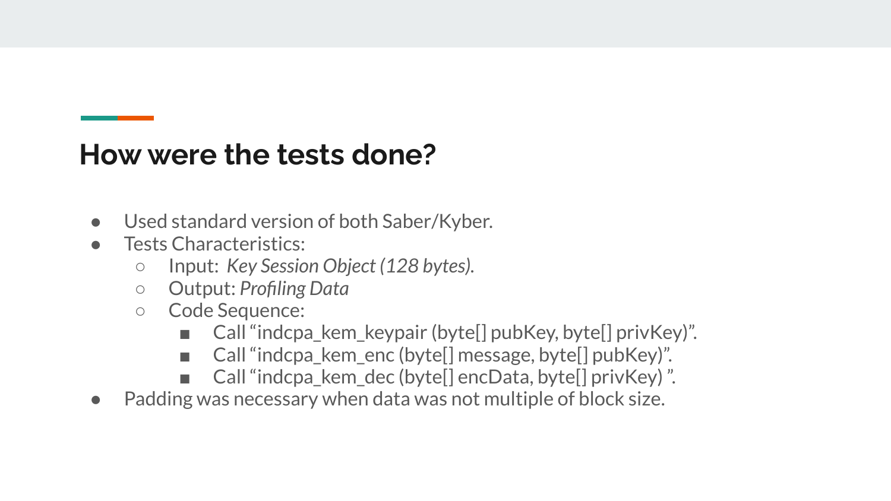## How were the tests done?

- Used standard version of both Saber/Kyber.
- Tests Characteristics:
  - Input: *Key Session Object (128 bytes).*
  - Output: *Profiling Data*
  - Code Sequence:
    - Call “indcpa_kem_keypair (byte[] pubKey, byte[] privKey)”.
    - Call “indcpa_kem_enc (byte[] message, byte[] pubKey)”.
    - Call “indcpa_kem_dec (byte[] encData, byte[] privKey) ”.
- Padding was necessary when data was not multiple of block size.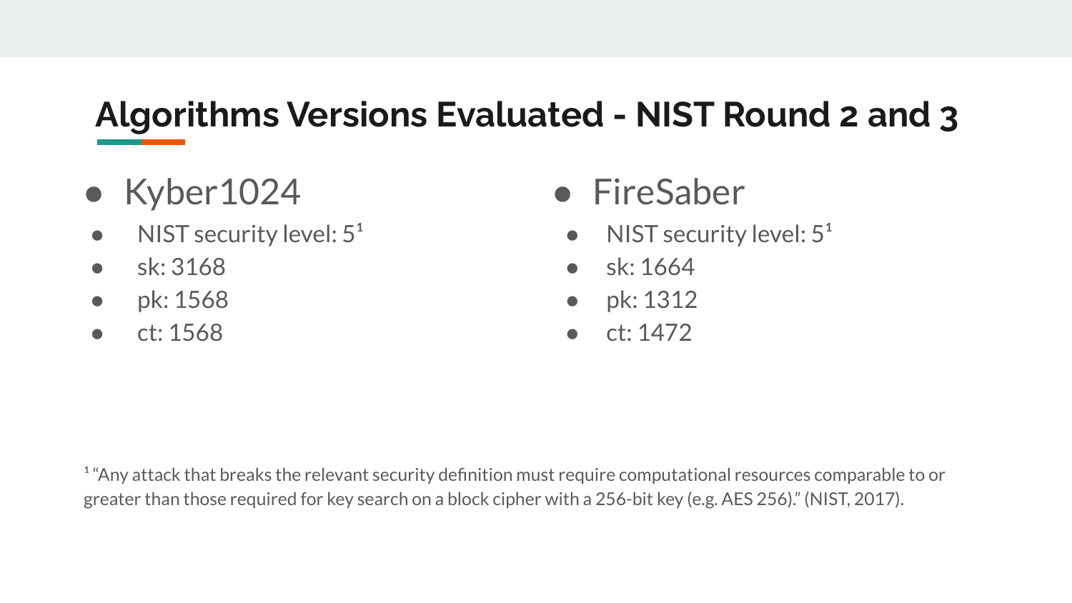# Algorithms Versions Evaluated - NIST Round 2 and 3

- Kyber1024
  - NIST security level: 5[1]
  - sk: 3168
  - pk: 1568
  - ct: 1568

- FireSaber
  - NIST security level: 5[1]
  - sk: 1664
  - pk: 1312
  - ct: 1472

[1] "Any attack that breaks the relevant security definition must require computational resources comparable to or greater than those required for key search on a block cipher with a 256-bit key (e.g. AES 256)." (NIST, 2017).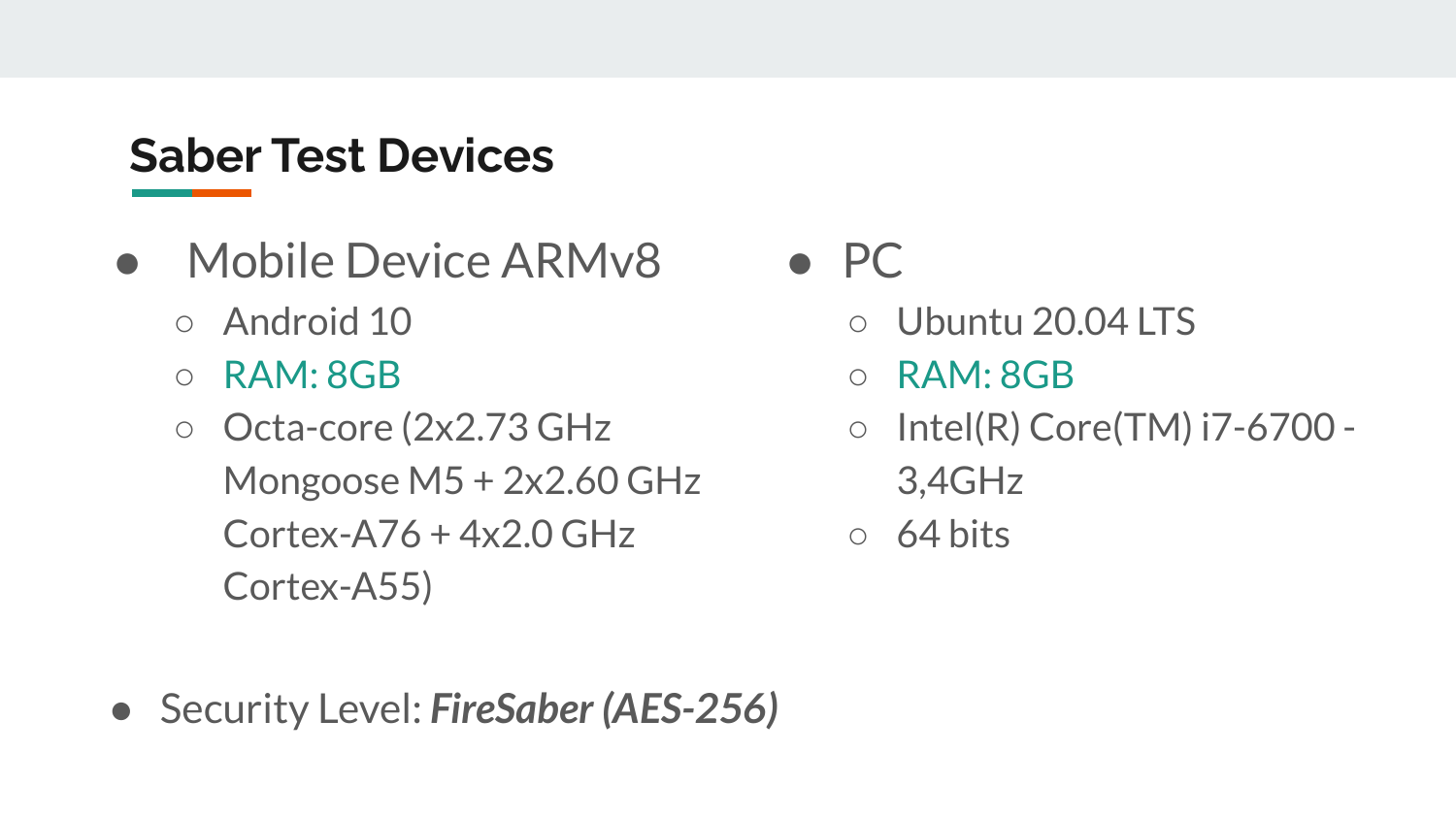## Saber Test Devices

- Mobile Device ARMv8
  - Android 10
  - RAM: 8GB
  - Octa-core (2x2.73 GHz Mongoose M5 + 2x2.60 GHz Cortex-A76 + 4x2.0 GHz Cortex-A55)

- PC
  - Ubuntu 20.04 LTS
  - RAM: 8GB
  - Intel(R) Core(TM) i7-6700 - 3,4GHz
  - 64 bits

- Security Level: ***FireSaber (AES-256)***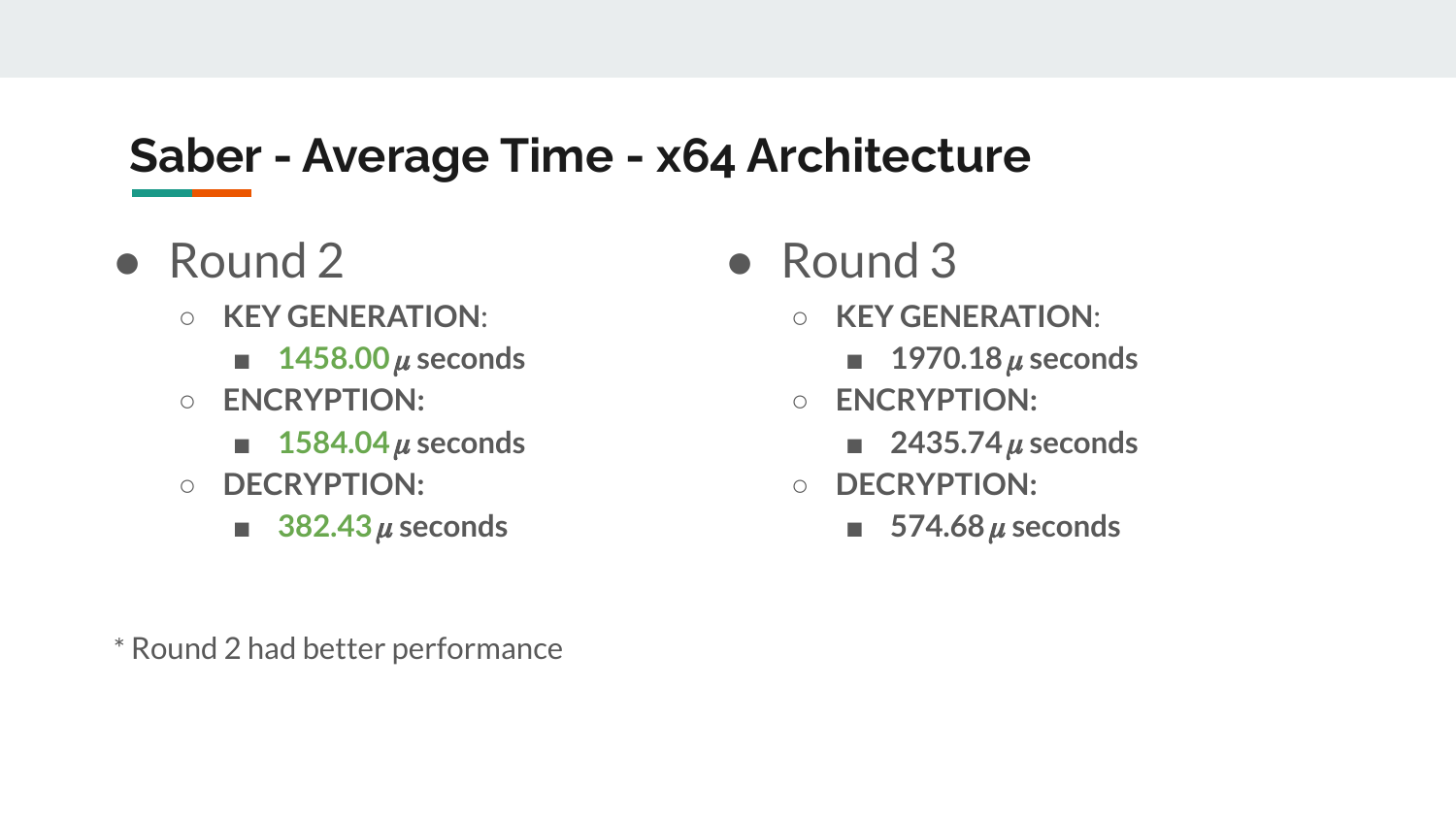# Saber - Average Time - x64 Architecture

- Round 2
  - **KEY GENERATION**:
    - **1458.00 $\mu$ seconds**
  - **ENCRYPTION:**
    - **1584.04 $\mu$ seconds**
  - **DECRYPTION:**
    - **382.43 $\mu$ seconds**
- Round 3
  - **KEY GENERATION**:
    - **1970.18 $\mu$ seconds**
  - **ENCRYPTION:**
    - **2435.74 $\mu$ seconds**
  - **DECRYPTION:**
    - **574.68 $\mu$ seconds**

\* Round 2 had better performance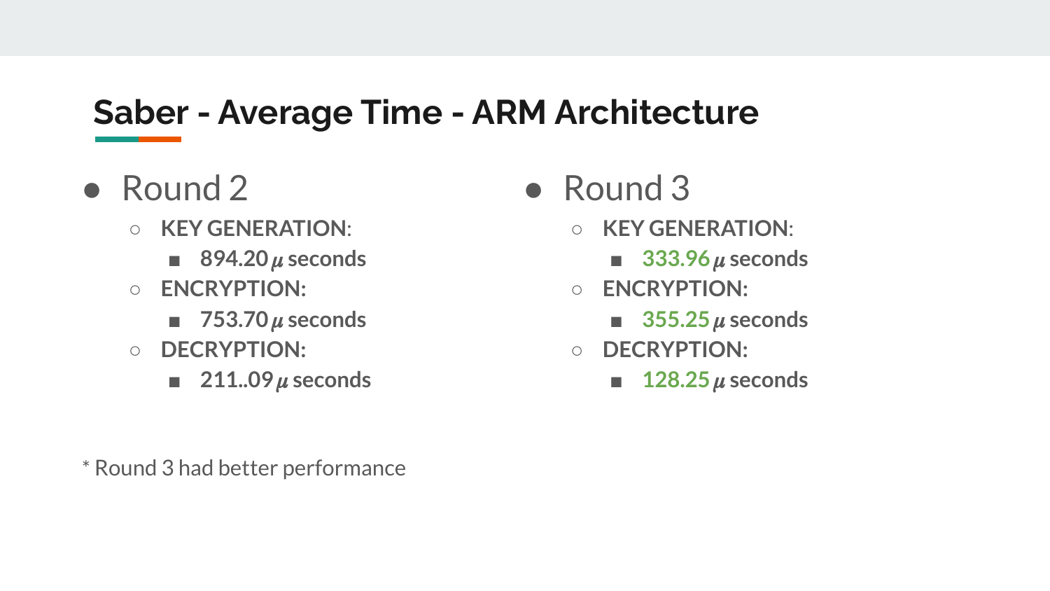# Saber - Average Time - ARM Architecture

- Round 2
  - **KEY GENERATION:**
    - **894.20 $\mu$ seconds**
  - **ENCRYPTION:**
    - **753.70 $\mu$ seconds**
  - **DECRYPTION:**
    - **211..09 $\mu$ seconds**

- Round 3
  - **KEY GENERATION:**
    - **333.96 $\mu$ seconds**
  - **ENCRYPTION:**
    - **355.25 $\mu$ seconds**
  - **DECRYPTION:**
    - **128.25 $\mu$ seconds**

\* Round 3 had better performance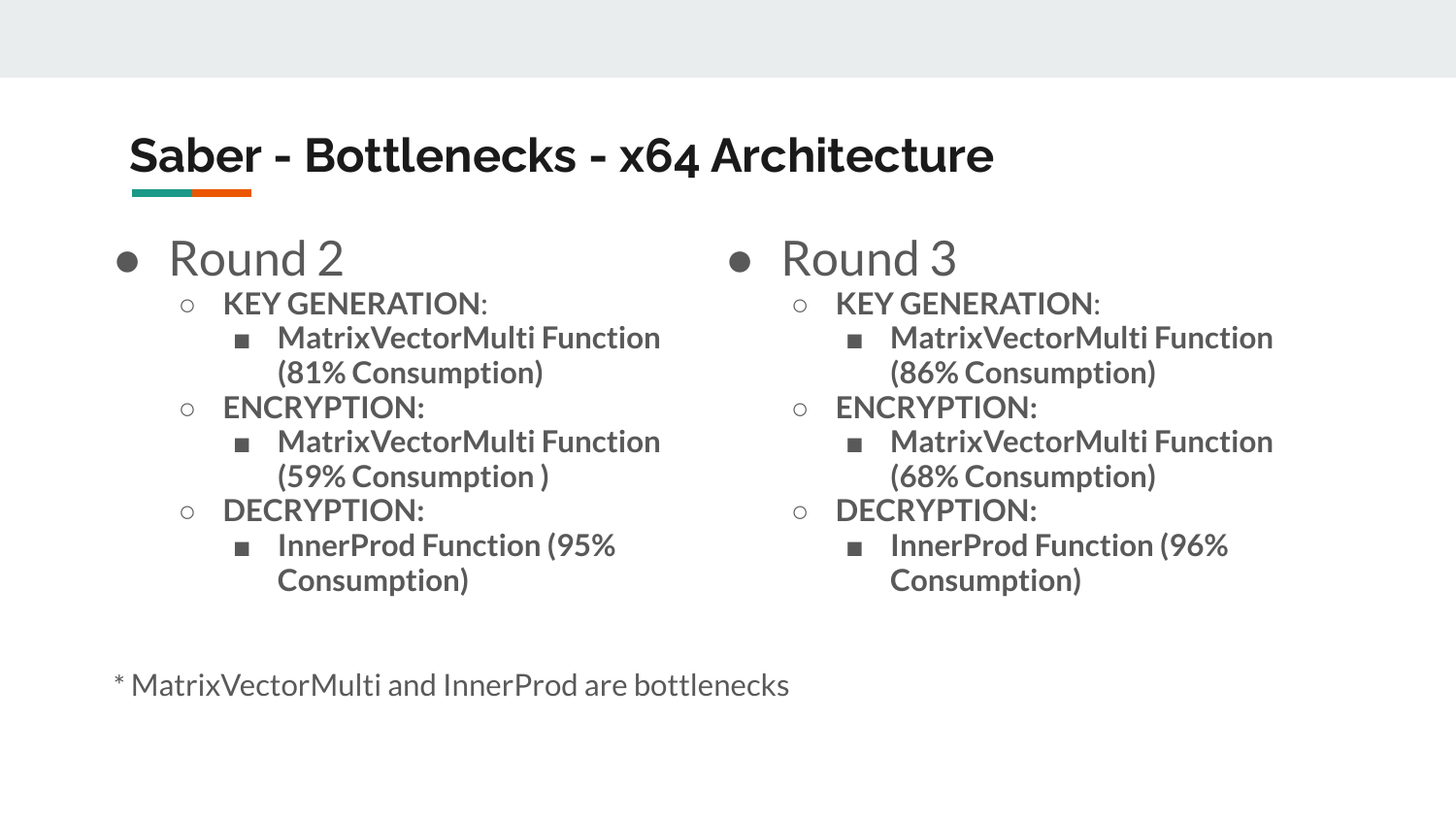# Saber - Bottlenecks - x64 Architecture

- Round 2
  - **KEY GENERATION**:
    - **MatrixVectorMulti Function (81% Consumption)**
  - **ENCRYPTION:**
    - **MatrixVectorMulti Function (59% Consumption )**
  - **DECRYPTION:**
    - **InnerProd Function (95% Consumption)**
- Round 3
  - **KEY GENERATION**:
    - **MatrixVectorMulti Function (86% Consumption)**
  - **ENCRYPTION:**
    - **MatrixVectorMulti Function (68% Consumption)**
  - **DECRYPTION:**
    - **InnerProd Function (96% Consumption)**

\* MatrixVectorMulti and InnerProd are bottlenecks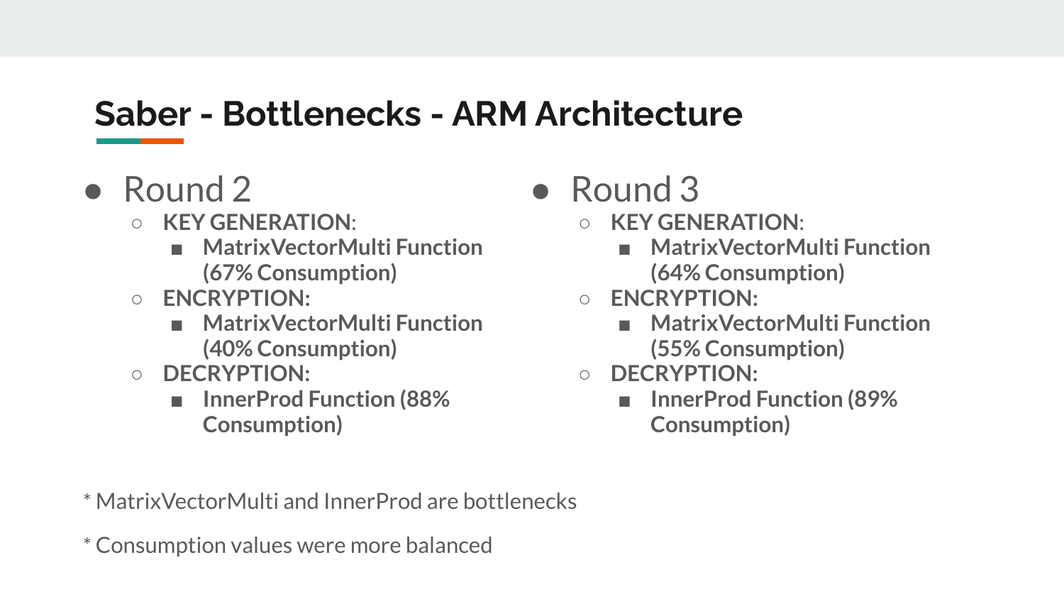# Saber - Bottlenecks - ARM Architecture

- Round 2
  - **KEY GENERATION**:
    - **MatrixVectorMulti Function (67% Consumption)**
  - **ENCRYPTION:**
    - **MatrixVectorMulti Function (40% Consumption)**
  - **DECRYPTION:**
    - **InnerProd Function (88% Consumption)**

- Round 3
  - **KEY GENERATION**:
    - **MatrixVectorMulti Function (64% Consumption)**
  - **ENCRYPTION:**
    - **MatrixVectorMulti Function (55% Consumption)**
  - **DECRYPTION:**
    - **InnerProd Function (89% Consumption)**

* MatrixVectorMulti and InnerProd are bottlenecks

* Consumption values were more balanced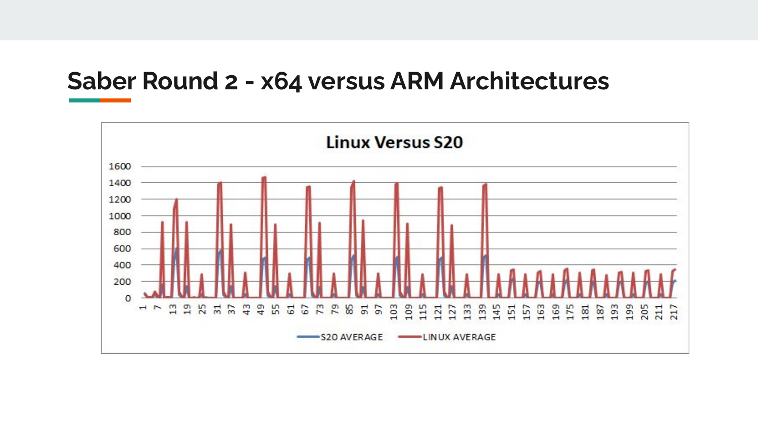## Saber Round 2 - x64 versus ARM Architectures

**Linux Versus S20**

1600
1400
1200
1000
800
600
400
200
0

1 7 13 19 25 31 37 43 49 55 61 67 73 79 85 91 97 103 109 115 121 127 133 139 145 151 157 163 169 175 181 187 193 199 205 211 217

S20 AVERAGE   LINUX AVERAGE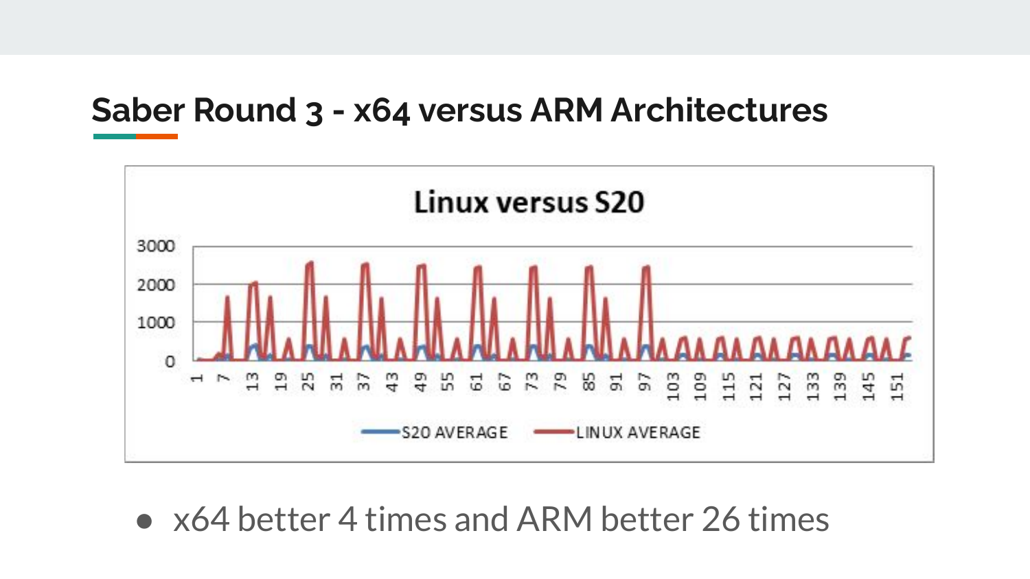## Saber Round 3 - x64 versus ARM Architectures

- x64 better 4 times and ARM better 26 times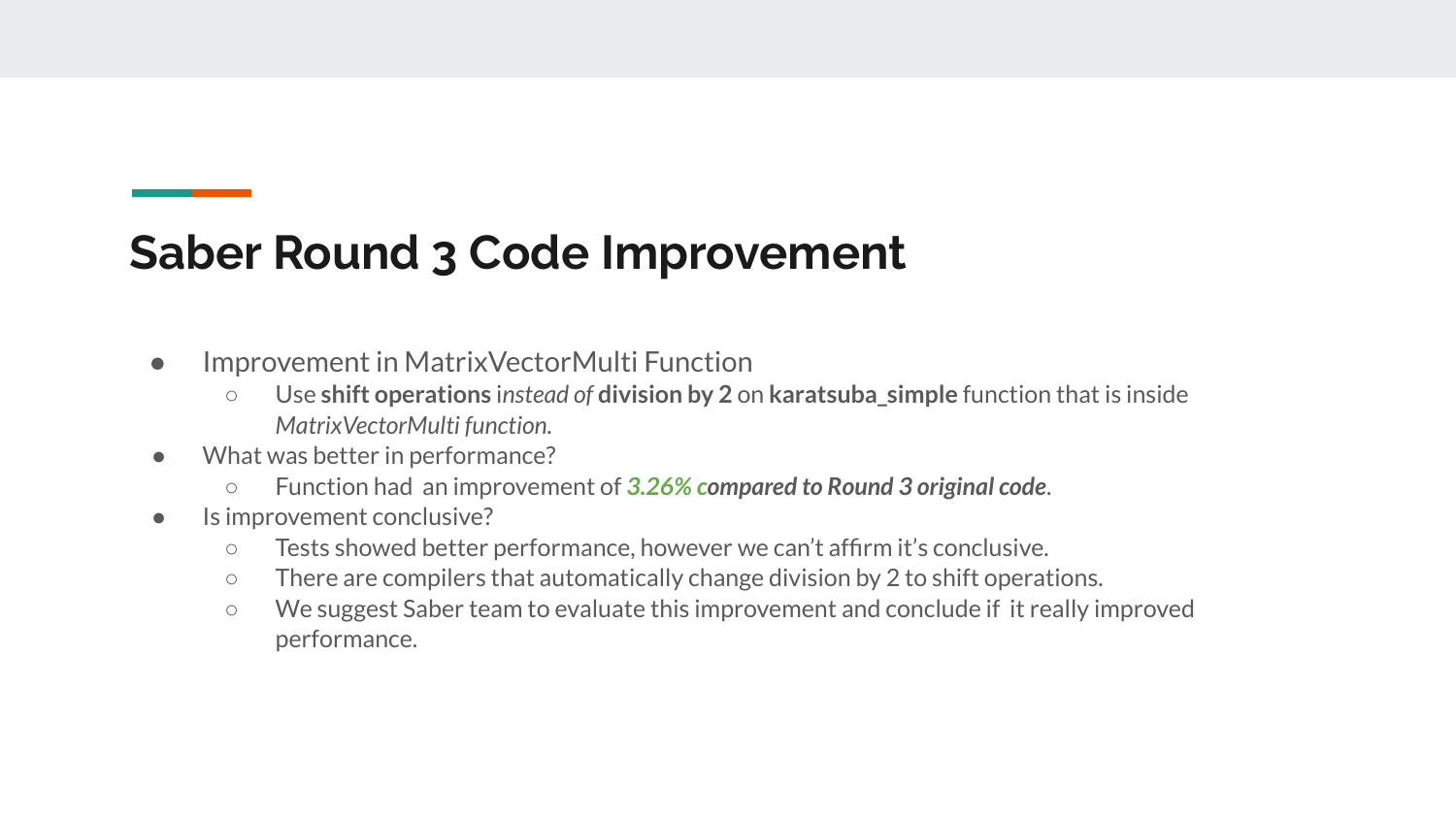# Saber Round 3 Code Improvement

- Improvement in MatrixVectorMulti Function
  - Use **shift operations** i*nstead of* **division by 2** on **karatsuba_simple** function that is inside *MatrixVectorMulti function.*
- What was better in performance?
  - Function had an improvement of ***3.26% compared to Round 3 original code***.
- Is improvement conclusive?
  - Tests showed better performance, however we can't affirm it's conclusive.
  - There are compilers that automatically change division by 2 to shift operations.
  - We suggest Saber team to evaluate this improvement and conclude if it really improved performance.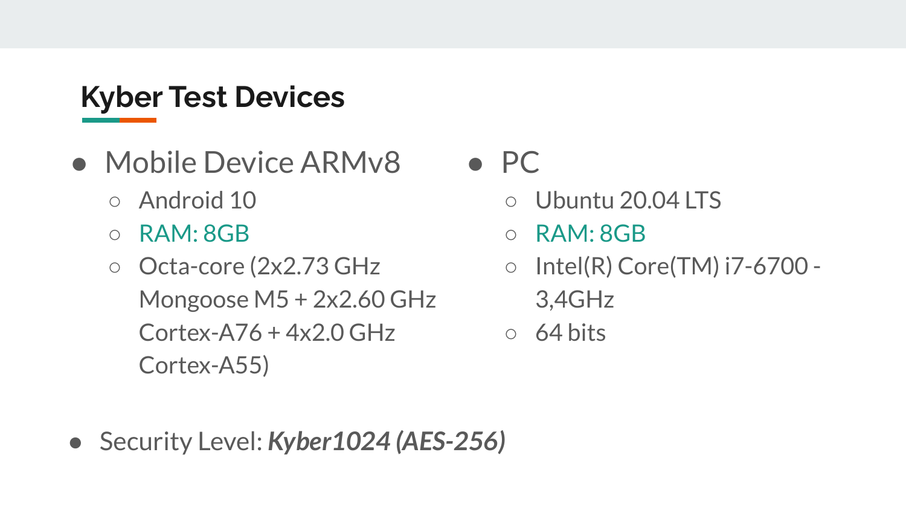## Kyber Test Devices

- Mobile Device ARMv8
  - Android 10
  - RAM: 8GB
  - Octa-core (2x2.73 GHz Mongoose M5 + 2x2.60 GHz Cortex-A76 + 4x2.0 GHz Cortex-A55)
- PC
  - Ubuntu 20.04 LTS
  - RAM: 8GB
  - Intel(R) Core(TM) i7-6700 - 3,4GHz
  - 64 bits

- Security Level: ***Kyber1024 (AES-256)***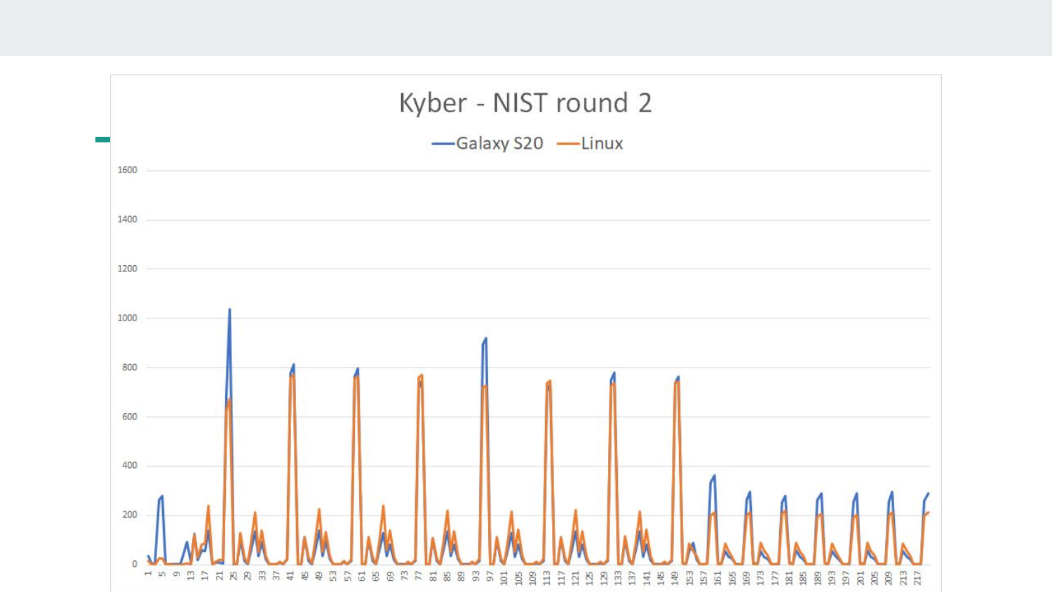## Kyber - NIST round 2

Galaxy S20 — Linux

1600
1400
1200
1000
800
600
400
200
0

1 5 9 13 17 21 25 29 33 37 41 45 49 53 57 61 65 69 73 77 81 85 89 93 97 101 105 109 113 117 121 125 129 133 137 141 145 149 153 157 161 165 169 173 177 181 185 189 193 197 201 205 209 213 217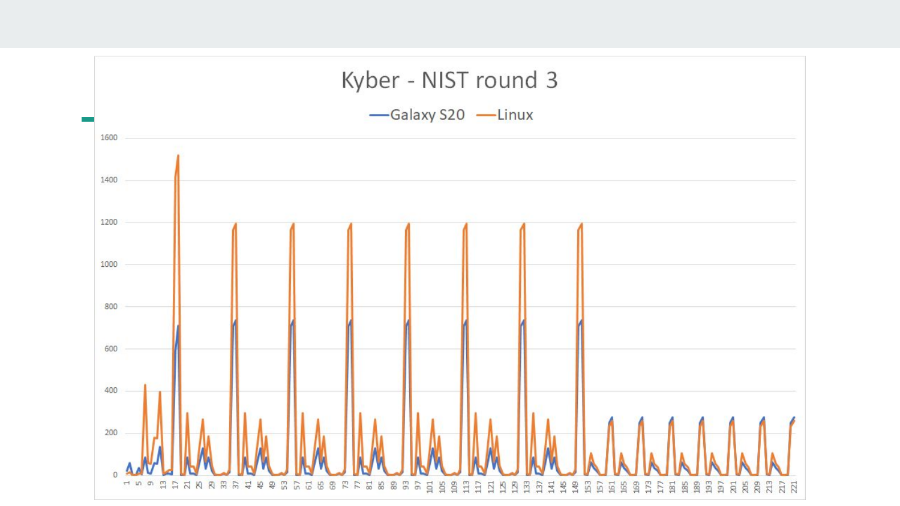Kyber - NIST round 3

Galaxy S20 — Linux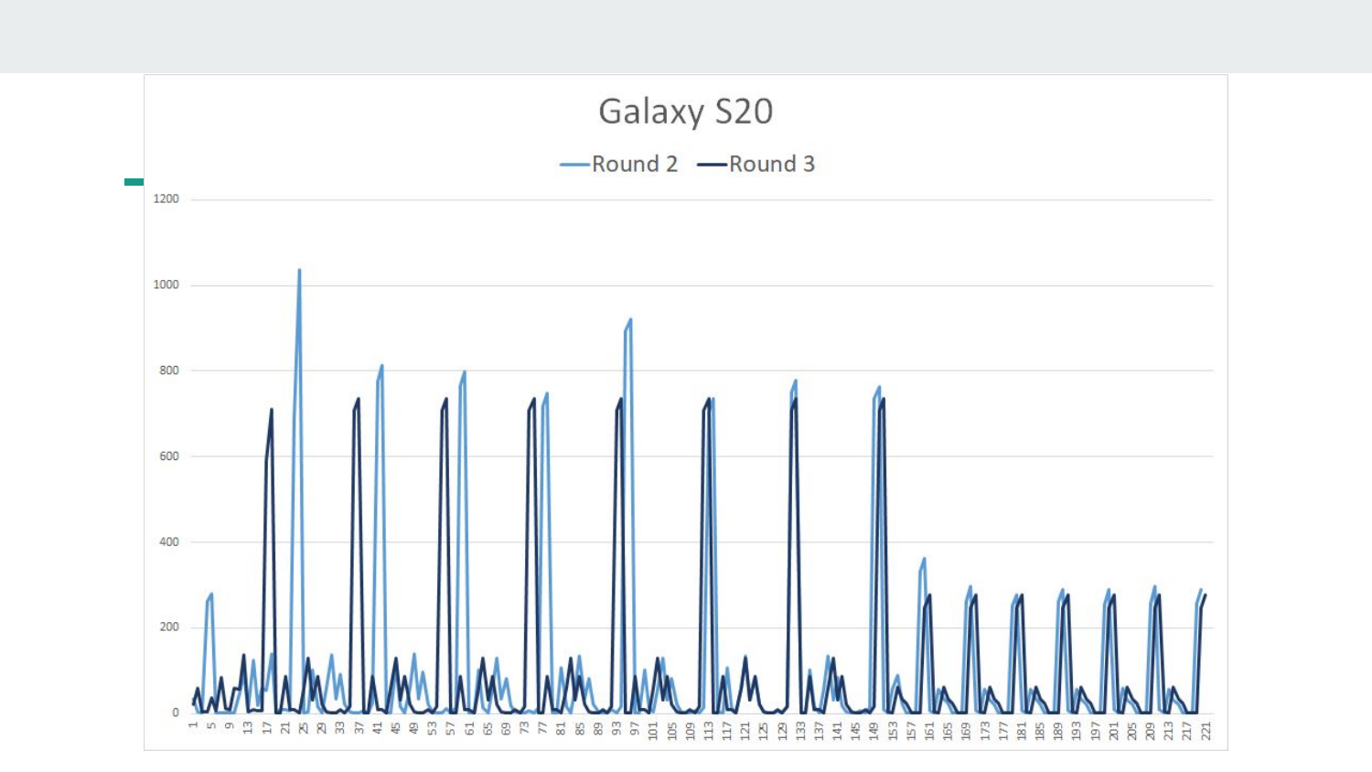## Galaxy S20

Legend: Round 2, Round 3

Y-axis: 0, 200, 400, 600, 800, 1000, 1200

X-axis: 1, 5, 9, 13, 17, 21, 25, 29, 33, 37, 41, 45, 49, 53, 57, 61, 65, 69, 73, 77, 81, 85, 89, 93, 97, 101, 105, 109, 113, 117, 121, 125, 129, 133, 137, 141, 145, 149, 153, 157, 161, 165, 169, 173, 177, 181, 185, 189, 193, 197, 201, 205, 209, 213, 217, 221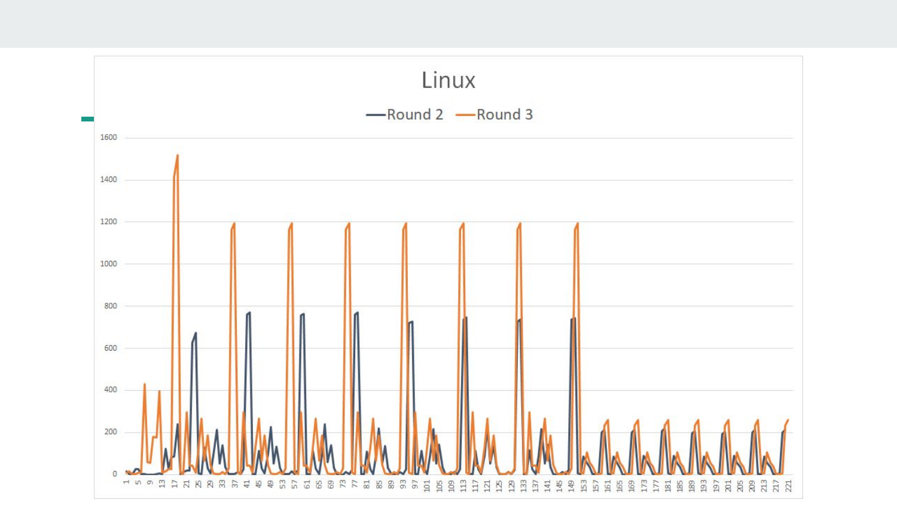# Linux

Round 2 — Round 3

| | |
|---|---|
| Y-axis | 0, 200, 400, 600, 800, 1000, 1200, 1400, 1600 |
| X-axis | 1, 5, 9, 13, 17, 21, 25, 29, 33, 37, 41, 45, 49, 53, 57, 61, 65, 69, 73, 77, 81, 85, 89, 93, 97, 101, 105, 109, 113, 117, 121, 125, 129, 133, 137, 141, 145, 149, 153, 157, 161, 165, 169, 173, 177, 181, 185, 189, 193, 197, 201, 205, 209, 213, 217, 221 |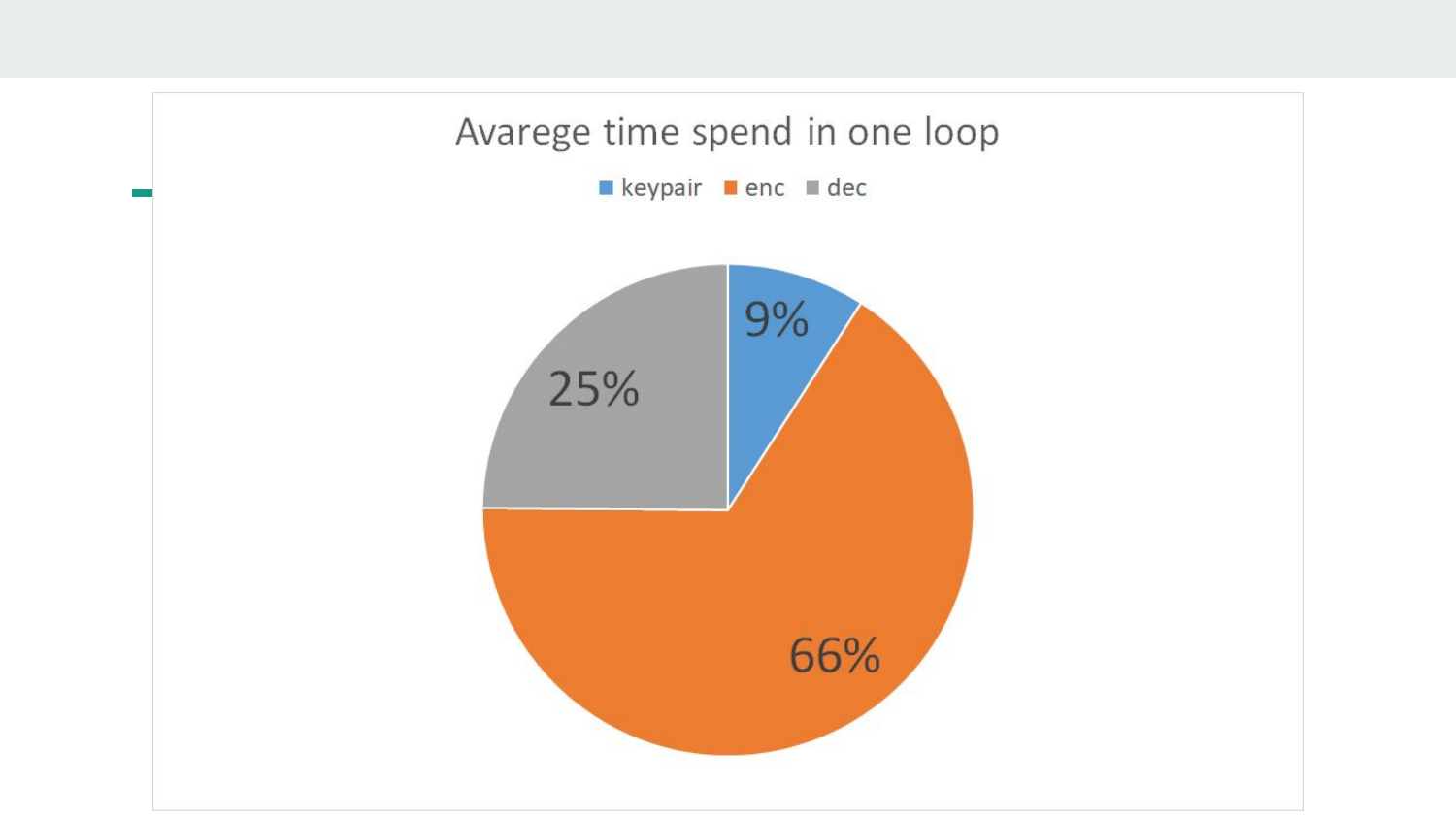## Avarege time spend in one loop

| Operation | Percentage |
| --- | --- |
| keypair | 9% |
| enc | 66% |
| dec | 25% |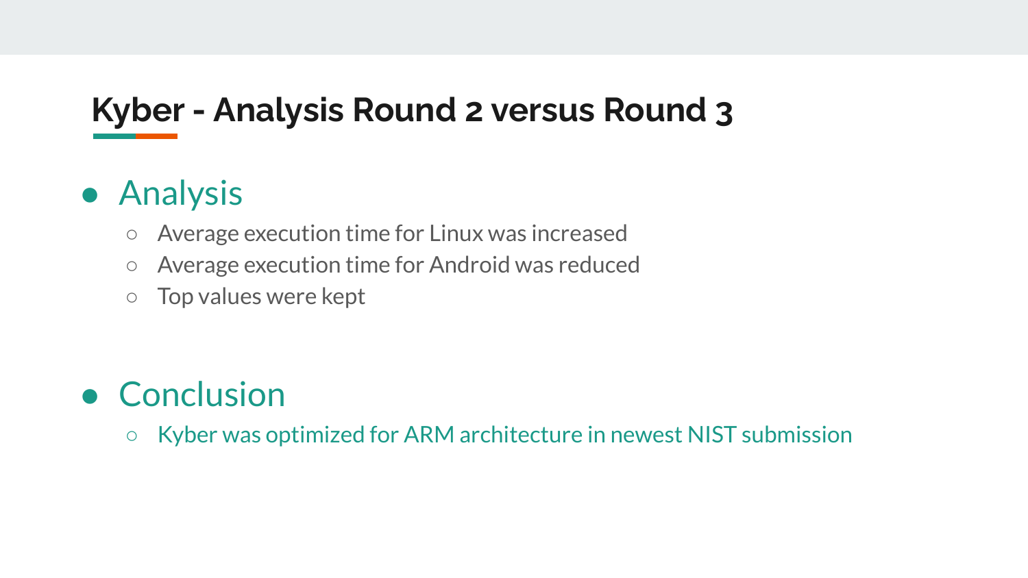# Kyber - Analysis Round 2 versus Round 3

- Analysis
  - Average execution time for Linux was increased
  - Average execution time for Android was reduced
  - Top values were kept

- Conclusion
  - Kyber was optimized for ARM architecture in newest NIST submission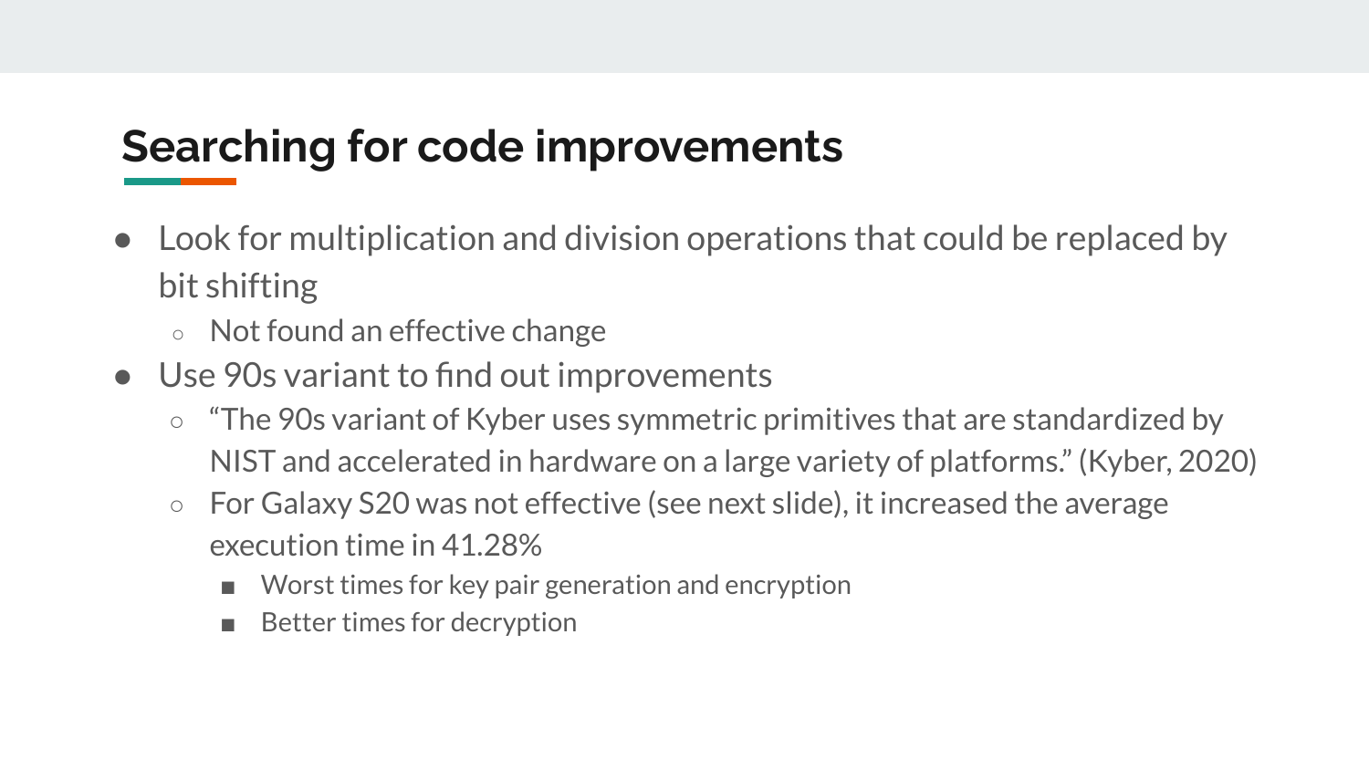# Searching for code improvements

- Look for multiplication and division operations that could be replaced by bit shifting
  - Not found an effective change
- Use 90s variant to find out improvements
  - “The 90s variant of Kyber uses symmetric primitives that are standardized by NIST and accelerated in hardware on a large variety of platforms.” (Kyber, 2020)
  - For Galaxy S20 was not effective (see next slide), it increased the average execution time in 41.28%
    - Worst times for key pair generation and encryption
    - Better times for decryption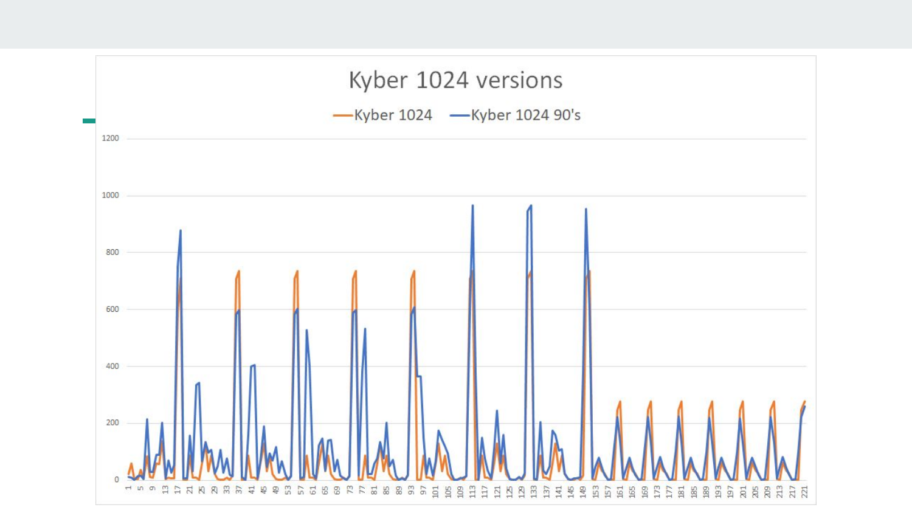Kyber 1024 versions

Kyber 1024
Kyber 1024 90's

1200
1000
800
600
400
200
0

1 5 9 13 17 21 25 29 33 37 41 45 49 53 57 61 65 69 73 77 81 85 89 93 97 101 105 109 113 117 121 125 129 133 137 141 145 149 153 157 161 165 169 173 177 181 185 189 193 197 201 205 209 213 217 221